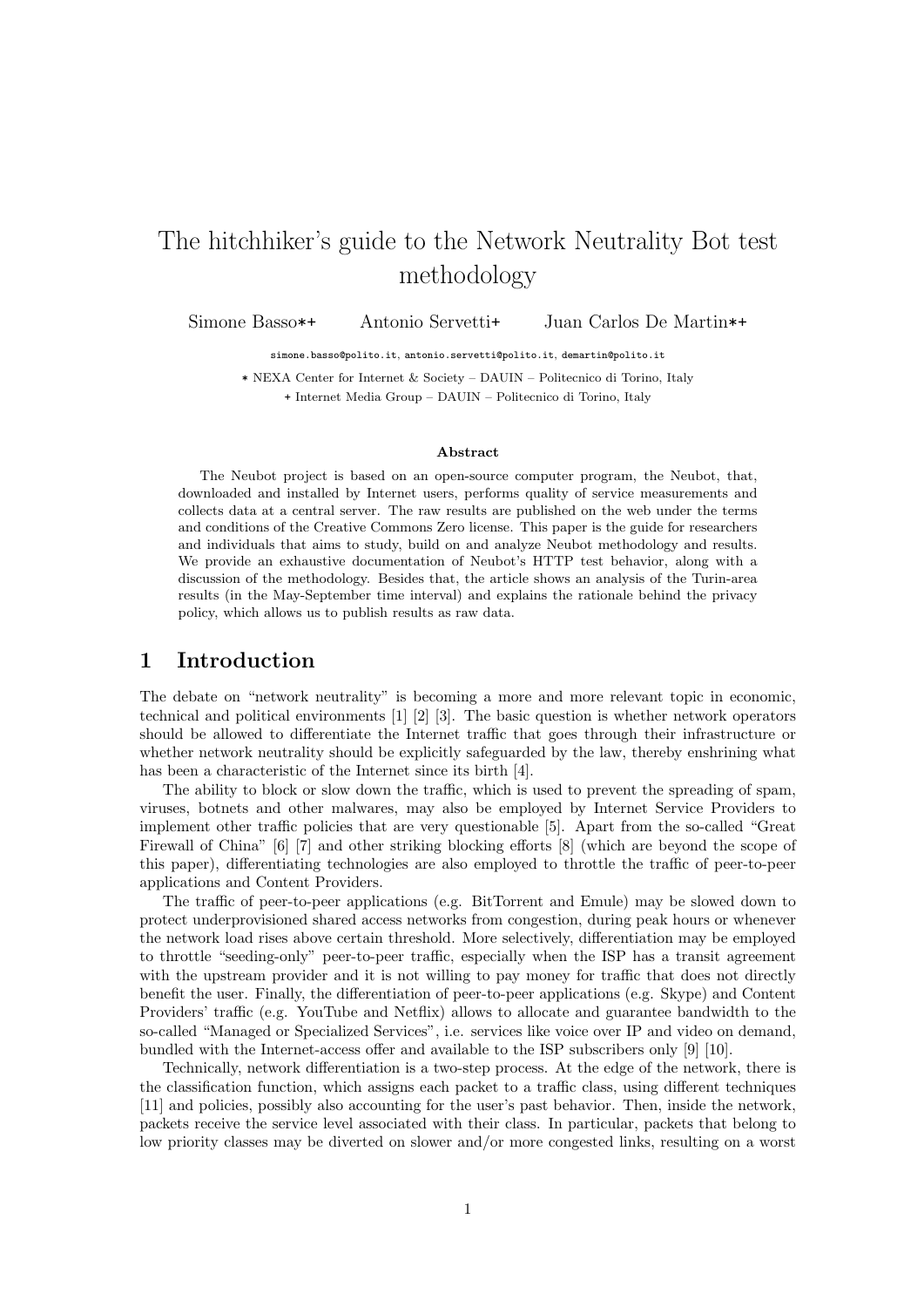# The hitchhiker's guide to the Network Neutrality Bot test methodology

Simone Basso*+ Antonio Servetti+ Juan Carlos De Martin*+

simone.basso@polito.it, antonio.servetti@polito.it, demartin@polito.it

* NEXA Center for Internet & Society – DAUIN – Politecnico di Torino, Italy

+ Internet Media Group – DAUIN – Politecnico di Torino, Italy

### Abstract

The Neubot project is based on an open-source computer program, the Neubot, that, downloaded and installed by Internet users, performs quality of service measurements and collects data at a central server. The raw results are published on the web under the terms and conditions of the Creative Commons Zero license. This paper is the guide for researchers and individuals that aims to study, build on and analyze Neubot methodology and results. We provide an exhaustive documentation of Neubot's HTTP test behavior, along with a discussion of the methodology. Besides that, the article shows an analysis of the Turin-area results (in the May-September time interval) and explains the rationale behind the privacy policy, which allows us to publish results as raw data.

## 1 Introduction

The debate on "network neutrality" is becoming a more and more relevant topic in economic, technical and political environments [1] [2] [3]. The basic question is whether network operators should be allowed to differentiate the Internet traffic that goes through their infrastructure or whether network neutrality should be explicitly safeguarded by the law, thereby enshrining what has been a characteristic of the Internet since its birth [4].

The ability to block or slow down the traffic, which is used to prevent the spreading of spam, viruses, botnets and other malwares, may also be employed by Internet Service Providers to implement other traffic policies that are very questionable [5]. Apart from the so-called "Great Firewall of China" [6] [7] and other striking blocking efforts [8] (which are beyond the scope of this paper), differentiating technologies are also employed to throttle the traffic of peer-to-peer applications and Content Providers.

The traffic of peer-to-peer applications (e.g. BitTorrent and Emule) may be slowed down to protect underprovisioned shared access networks from congestion, during peak hours or whenever the network load rises above certain threshold. More selectively, differentiation may be employed to throttle "seeding-only" peer-to-peer traffic, especially when the ISP has a transit agreement with the upstream provider and it is not willing to pay money for traffic that does not directly benefit the user. Finally, the differentiation of peer-to-peer applications (e.g. Skype) and Content Providers' traffic (e.g. YouTube and Netflix) allows to allocate and guarantee bandwidth to the so-called "Managed or Specialized Services", i.e. services like voice over IP and video on demand, bundled with the Internet-access offer and available to the ISP subscribers only [9] [10].

Technically, network differentiation is a two-step process. At the edge of the network, there is the classification function, which assigns each packet to a traffic class, using different techniques [11] and policies, possibly also accounting for the user's past behavior. Then, inside the network, packets receive the service level associated with their class. In particular, packets that belong to low priority classes may be diverted on slower and/or more congested links, resulting on a worst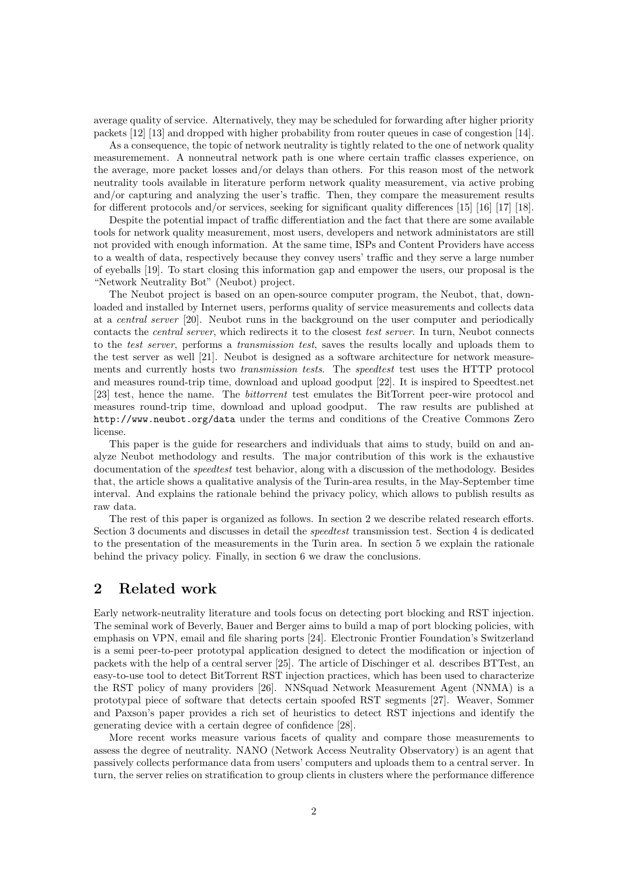average quality of service. Alternatively, they may be scheduled for forwarding after higher priority packets [12] [13] and dropped with higher probability from router queues in case of congestion [14].

As a consequence, the topic of network neutrality is tightly related to the one of network quality measuremement. A nonneutral network path is one where certain traffic classes experience, on the average, more packet losses and/or delays than others. For this reason most of the network neutrality tools available in literature perform network quality measurement, via active probing and/or capturing and analyzing the user's traffic. Then, they compare the measurement results for different protocols and/or services, seeking for significant quality differences [15] [16] [17] [18].

Despite the potential impact of traffic differentiation and the fact that there are some available tools for network quality measurement, most users, developers and network administators are still not provided with enough information. At the same time, ISPs and Content Providers have access to a wealth of data, respectively because they convey users' traffic and they serve a large number of eyeballs [19]. To start closing this information gap and empower the users, our proposal is the "Network Neutrality Bot" (Neubot) project.

The Neubot project is based on an open-source computer program, the Neubot, that, downloaded and installed by Internet users, performs quality of service measurements and collects data at a *central server* [20]. Neubot runs in the background on the user computer and periodically contacts the *central server*, which redirects it to the closest *test server*. In turn, Neubot connects to the *test server*, performs a *transmission test*, saves the results locally and uploads them to the test server as well [21]. Neubot is designed as a software architecture for network measurements and currently hosts two *transmission tests*. The *speedtest* test uses the HTTP protocol and measures round-trip time, download and upload goodput [22]. It is inspired to Speedtest.net [23] test, hence the name. The *bittorrent* test emulates the BitTorrent peer-wire protocol and measures round-trip time, download and upload goodput. The raw results are published at `http://www.neubot.org/data` under the terms and conditions of the Creative Commons Zero license.

This paper is the guide for researchers and individuals that aims to study, build on and analyze Neubot methodology and results. The major contribution of this work is the exhaustive documentation of the *speedtest* test behavior, along with a discussion of the methodology. Besides that, the article shows a qualitative analysis of the Turin-area results, in the May-September time interval. And explains the rationale behind the privacy policy, which allows to publish results as raw data.

The rest of this paper is organized as follows. In section 2 we describe related research efforts. Section 3 documents and discusses in detail the *speedtest* transmission test. Section 4 is dedicated to the presentation of the measurements in the Turin area. In section 5 we explain the rationale behind the privacy policy. Finally, in section 6 we draw the conclusions.

## 2 Related work

Early network-neutrality literature and tools focus on detecting port blocking and RST injection. The seminal work of Beverly, Bauer and Berger aims to build a map of port blocking policies, with emphasis on VPN, email and file sharing ports [24]. Electronic Frontier Foundation's Switzerland is a semi peer-to-peer prototypal application designed to detect the modification or injection of packets with the help of a central server [25]. The article of Dischinger et al. describes BTTest, an easy-to-use tool to detect BitTorrent RST injection practices, which has been used to characterize the RST policy of many providers [26]. NNSquad Network Measurement Agent (NNMA) is a prototypal piece of software that detects certain spoofed RST segments [27]. Weaver, Sommer and Paxson's paper provides a rich set of heuristics to detect RST injections and identify the generating device with a certain degree of confidence [28].

More recent works measure various facets of quality and compare those measurements to assess the degree of neutrality. NANO (Network Access Neutrality Observatory) is an agent that passively collects performance data from users' computers and uploads them to a central server. In turn, the server relies on stratification to group clients in clusters where the performance difference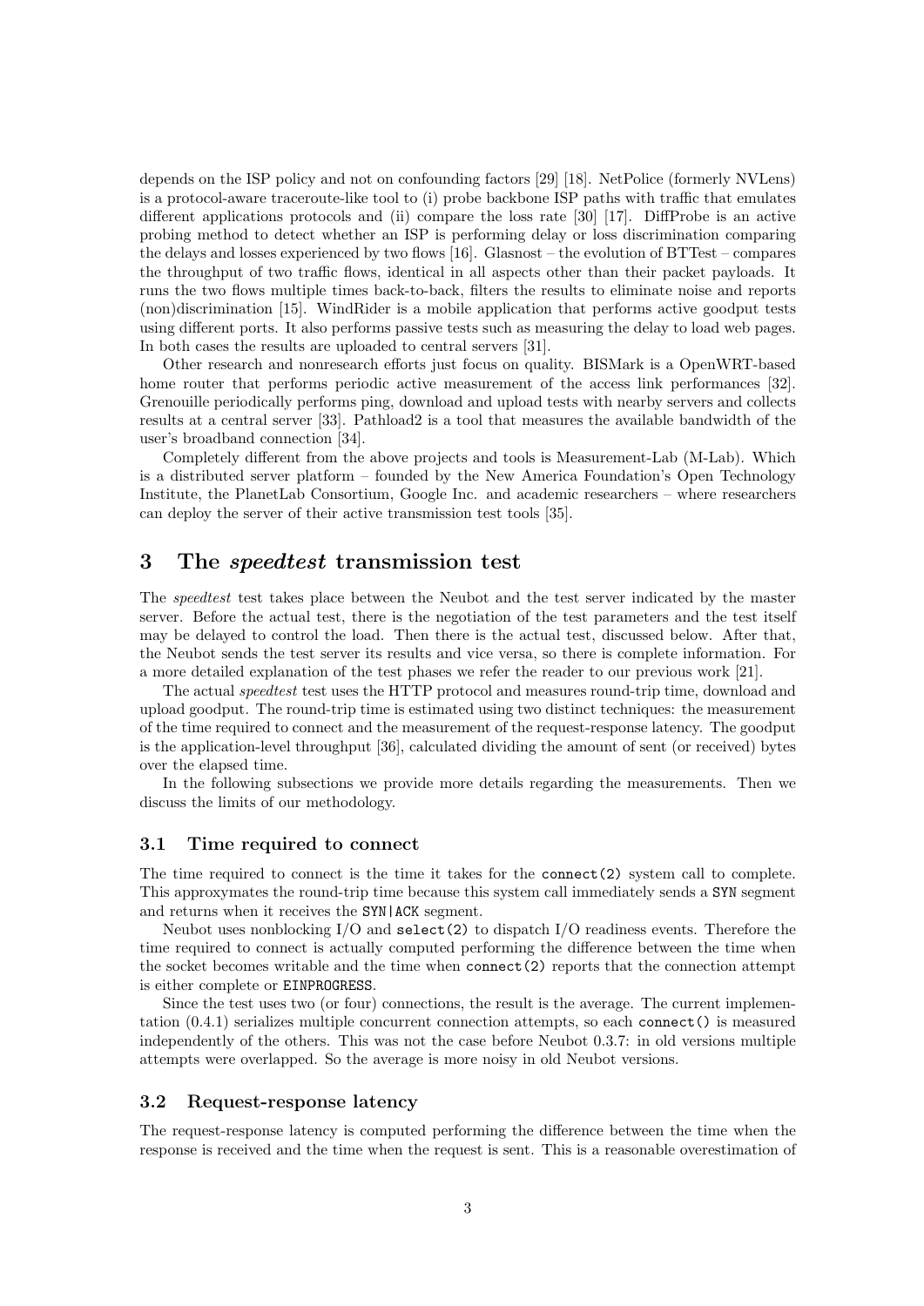depends on the ISP policy and not on confounding factors [29] [18]. NetPolice (formerly NVLens) is a protocol-aware traceroute-like tool to (i) probe backbone ISP paths with traffic that emulates different applications protocols and (ii) compare the loss rate [30] [17]. DiffProbe is an active probing method to detect whether an ISP is performing delay or loss discrimination comparing the delays and losses experienced by two flows [16]. Glasnost – the evolution of BTTest – compares the throughput of two traffic flows, identical in all aspects other than their packet payloads. It runs the two flows multiple times back-to-back, filters the results to eliminate noise and reports (non)discrimination [15]. WindRider is a mobile application that performs active goodput tests using different ports. It also performs passive tests such as measuring the delay to load web pages. In both cases the results are uploaded to central servers [31].

Other research and nonresearch efforts just focus on quality. BISMark is a OpenWRT-based home router that performs periodic active measurement of the access link performances [32]. Grenouille periodically performs ping, download and upload tests with nearby servers and collects results at a central server [33]. Pathload2 is a tool that measures the available bandwidth of the user's broadband connection [34].

Completely different from the above projects and tools is Measurement-Lab (M-Lab). Which is a distributed server platform – founded by the New America Foundation's Open Technology Institute, the PlanetLab Consortium, Google Inc. and academic researchers – where researchers can deploy the server of their active transmission test tools [35].

# 3 The *speedtest* transmission test

The *speedtest* test takes place between the Neubot and the test server indicated by the master server. Before the actual test, there is the negotiation of the test parameters and the test itself may be delayed to control the load. Then there is the actual test, discussed below. After that, the Neubot sends the test server its results and vice versa, so there is complete information. For a more detailed explanation of the test phases we refer the reader to our previous work [21].

The actual *speedtest* test uses the HTTP protocol and measures round-trip time, download and upload goodput. The round-trip time is estimated using two distinct techniques: the measurement of the time required to connect and the measurement of the request-response latency. The goodput is the application-level throughput [36], calculated dividing the amount of sent (or received) bytes over the elapsed time.

In the following subsections we provide more details regarding the measurements. Then we discuss the limits of our methodology.

## 3.1 Time required to connect

The time required to connect is the time it takes for the `connect(2)` system call to complete. This approxymates the round-trip time because this system call immediately sends a `SYN` segment and returns when it receives the `SYN|ACK` segment.

Neubot uses nonblocking I/O and `select(2)` to dispatch I/O readiness events. Therefore the time required to connect is actually computed performing the difference between the time when the socket becomes writable and the time when `connect(2)` reports that the connection attempt is either complete or `EINPROGRESS`.

Since the test uses two (or four) connections, the result is the average. The current implementation (0.4.1) serializes multiple concurrent connection attempts, so each `connect()` is measured independently of the others. This was not the case before Neubot 0.3.7: in old versions multiple attempts were overlapped. So the average is more noisy in old Neubot versions.

## 3.2 Request-response latency

The request-response latency is computed performing the difference between the time when the response is received and the time when the request is sent. This is a reasonable overestimation of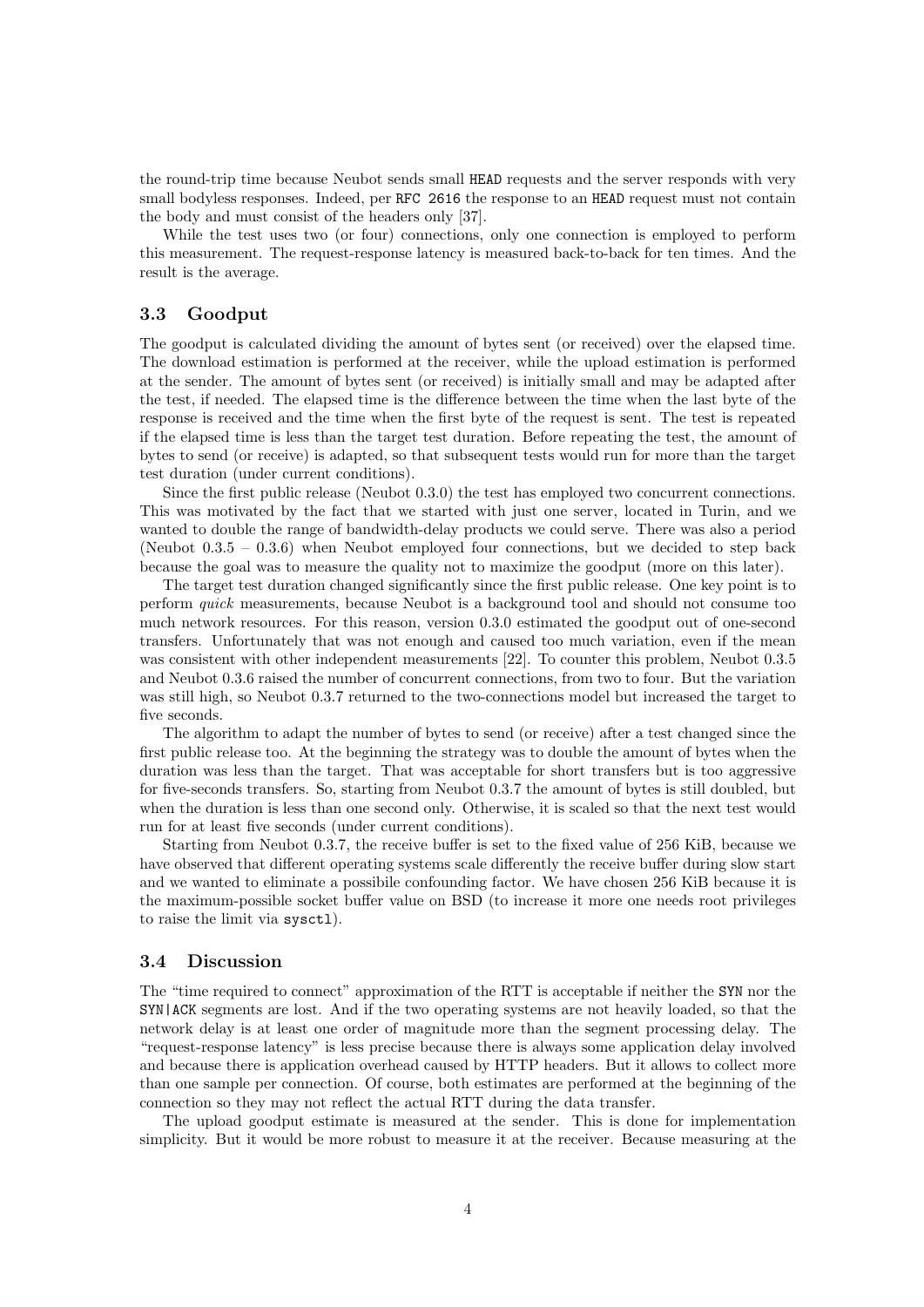the round-trip time because Neubot sends small `HEAD` requests and the server responds with very small bodyless responses. Indeed, per `RFC 2616` the response to an `HEAD` request must not contain the body and must consist of the headers only [37].

While the test uses two (or four) connections, only one connection is employed to perform this measurement. The request-response latency is measured back-to-back for ten times. And the result is the average.

### 3.3 Goodput

The goodput is calculated dividing the amount of bytes sent (or received) over the elapsed time. The download estimation is performed at the receiver, while the upload estimation is performed at the sender. The amount of bytes sent (or received) is initially small and may be adapted after the test, if needed. The elapsed time is the difference between the time when the last byte of the response is received and the time when the first byte of the request is sent. The test is repeated if the elapsed time is less than the target test duration. Before repeating the test, the amount of bytes to send (or receive) is adapted, so that subsequent tests would run for more than the target test duration (under current conditions).

Since the first public release (Neubot 0.3.0) the test has employed two concurrent connections. This was motivated by the fact that we started with just one server, located in Turin, and we wanted to double the range of bandwidth-delay products we could serve. There was also a period (Neubot 0.3.5 – 0.3.6) when Neubot employed four connections, but we decided to step back because the goal was to measure the quality not to maximize the goodput (more on this later).

The target test duration changed significantly since the first public release. One key point is to perform *quick* measurements, because Neubot is a background tool and should not consume too much network resources. For this reason, version 0.3.0 estimated the goodput out of one-second transfers. Unfortunately that was not enough and caused too much variation, even if the mean was consistent with other independent measurements [22]. To counter this problem, Neubot 0.3.5 and Neubot 0.3.6 raised the number of concurrent connections, from two to four. But the variation was still high, so Neubot 0.3.7 returned to the two-connections model but increased the target to five seconds.

The algorithm to adapt the number of bytes to send (or receive) after a test changed since the first public release too. At the beginning the strategy was to double the amount of bytes when the duration was less than the target. That was acceptable for short transfers but is too aggressive for five-seconds transfers. So, starting from Neubot 0.3.7 the amount of bytes is still doubled, but when the duration is less than one second only. Otherwise, it is scaled so that the next test would run for at least five seconds (under current conditions).

Starting from Neubot 0.3.7, the receive buffer is set to the fixed value of 256 KiB, because we have observed that different operating systems scale differently the receive buffer during slow start and we wanted to eliminate a possibile confounding factor. We have chosen 256 KiB because it is the maximum-possible socket buffer value on BSD (to increase it more one needs root privileges to raise the limit via `sysctl`).

### 3.4 Discussion

The "time required to connect" approximation of the RTT is acceptable if neither the `SYN` nor the `SYN|ACK` segments are lost. And if the two operating systems are not heavily loaded, so that the network delay is at least one order of magnitude more than the segment processing delay. The "request-response latency" is less precise because there is always some application delay involved and because there is application overhead caused by HTTP headers. But it allows to collect more than one sample per connection. Of course, both estimates are performed at the beginning of the connection so they may not reflect the actual RTT during the data transfer.

The upload goodput estimate is measured at the sender. This is done for implementation simplicity. But it would be more robust to measure it at the receiver. Because measuring at the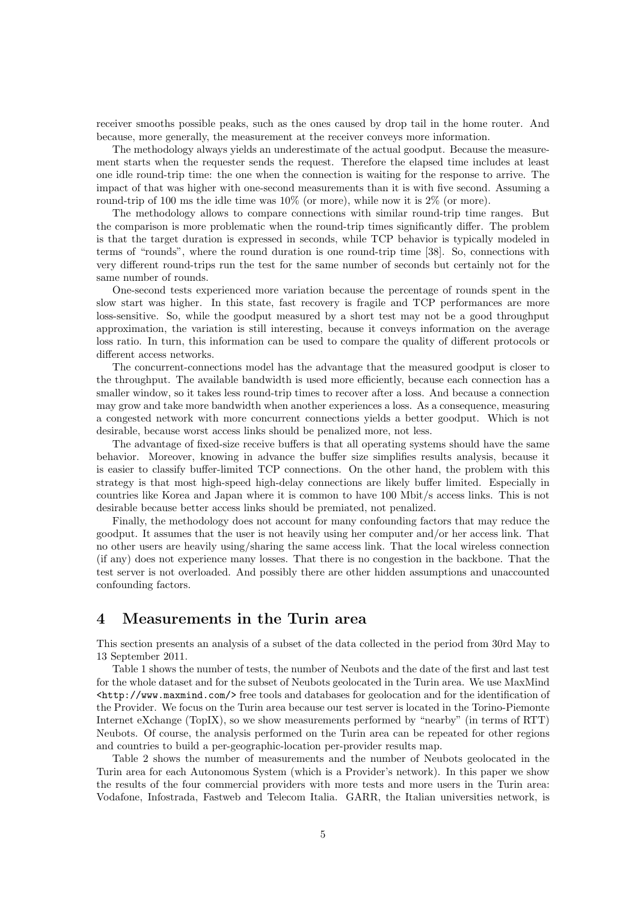receiver smooths possible peaks, such as the ones caused by drop tail in the home router. And because, more generally, the measurement at the receiver conveys more information.

The methodology always yields an underestimate of the actual goodput. Because the measurement starts when the requester sends the request. Therefore the elapsed time includes at least one idle round-trip time: the one when the connection is waiting for the response to arrive. The impact of that was higher with one-second measurements than it is with five second. Assuming a round-trip of 100 ms the idle time was 10% (or more), while now it is 2% (or more).

The methodology allows to compare connections with similar round-trip time ranges. But the comparison is more problematic when the round-trip times significantly differ. The problem is that the target duration is expressed in seconds, while TCP behavior is typically modeled in terms of "rounds", where the round duration is one round-trip time [38]. So, connections with very different round-trips run the test for the same number of seconds but certainly not for the same number of rounds.

One-second tests experienced more variation because the percentage of rounds spent in the slow start was higher. In this state, fast recovery is fragile and TCP performances are more loss-sensitive. So, while the goodput measured by a short test may not be a good throughput approximation, the variation is still interesting, because it conveys information on the average loss ratio. In turn, this information can be used to compare the quality of different protocols or different access networks.

The concurrent-connections model has the advantage that the measured goodput is closer to the throughput. The available bandwidth is used more efficiently, because each connection has a smaller window, so it takes less round-trip times to recover after a loss. And because a connection may grow and take more bandwidth when another experiences a loss. As a consequence, measuring a congested network with more concurrent connections yields a better goodput. Which is not desirable, because worst access links should be penalized more, not less.

The advantage of fixed-size receive buffers is that all operating systems should have the same behavior. Moreover, knowing in advance the buffer size simplifies results analysis, because it is easier to classify buffer-limited TCP connections. On the other hand, the problem with this strategy is that most high-speed high-delay connections are likely buffer limited. Especially in countries like Korea and Japan where it is common to have 100 Mbit/s access links. This is not desirable because better access links should be premiated, not penalized.

Finally, the methodology does not account for many confounding factors that may reduce the goodput. It assumes that the user is not heavily using her computer and/or her access link. That no other users are heavily using/sharing the same access link. That the local wireless connection (if any) does not experience many losses. That there is no congestion in the backbone. That the test server is not overloaded. And possibly there are other hidden assumptions and unaccounted confounding factors.

## 4 Measurements in the Turin area

This section presents an analysis of a subset of the data collected in the period from 30rd May to 13 September 2011.

Table 1 shows the number of tests, the number of Neubots and the date of the first and last test for the whole dataset and for the subset of Neubots geolocated in the Turin area. We use MaxMind <http://www.maxmind.com/> free tools and databases for geolocation and for the identification of the Provider. We focus on the Turin area because our test server is located in the Torino-Piemonte Internet eXchange (TopIX), so we show measurements performed by "nearby" (in terms of RTT) Neubots. Of course, the analysis performed on the Turin area can be repeated for other regions and countries to build a per-geographic-location per-provider results map.

Table 2 shows the number of measurements and the number of Neubots geolocated in the Turin area for each Autonomous System (which is a Provider's network). In this paper we show the results of the four commercial providers with more tests and more users in the Turin area: Vodafone, Infostrada, Fastweb and Telecom Italia. GARR, the Italian universities network, is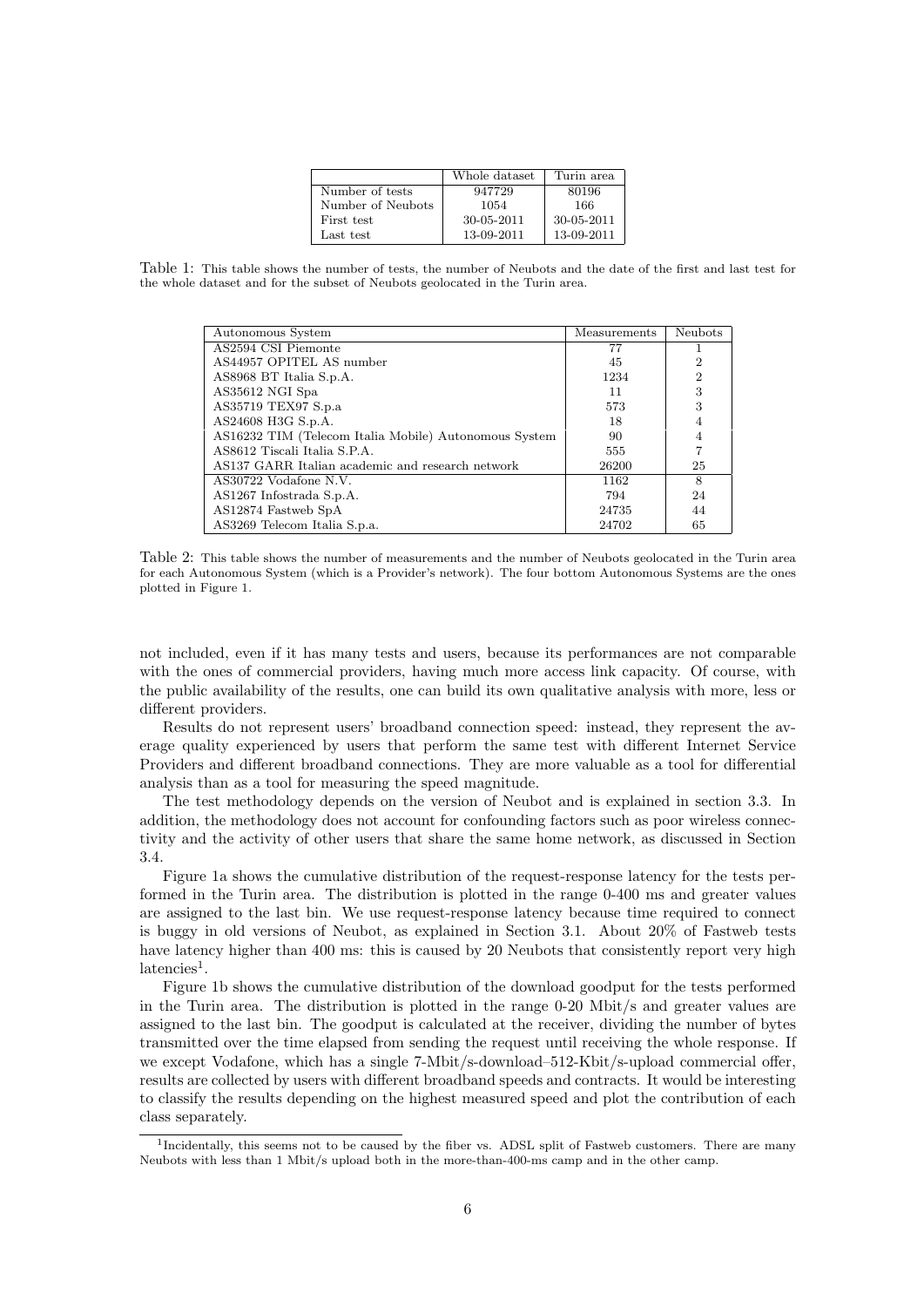| | Whole dataset | Turin area |
|---|---|---|
| Number of tests | 947729 | 80196 |
| Number of Neubots | 1054 | 166 |
| First test | 30-05-2011 | 30-05-2011 |
| Last test | 13-09-2011 | 13-09-2011 |

Table 1: This table shows the number of tests, the number of Neubots and the date of the first and last test for the whole dataset and for the subset of Neubots geolocated in the Turin area.

| Autonomous System | Measurements | Neubots |
|---|---|---|
| AS2594 CSI Piemonte | 77 | 1 |
| AS44957 OPITEL AS number | 45 | 2 |
| AS8968 BT Italia S.p.A. | 1234 | 2 |
| AS35612 NGI Spa | 11 | 3 |
| AS35719 TEX97 S.p.a | 573 | 3 |
| AS24608 H3G S.p.A. | 18 | 4 |
| AS16232 TIM (Telecom Italia Mobile) Autonomous System | 90 | 4 |
| AS8612 Tiscali Italia S.P.A. | 555 | 7 |
| AS137 GARR Italian academic and research network | 26200 | 25 |
| AS30722 Vodafone N.V. | 1162 | 8 |
| AS1267 Infostrada S.p.A. | 794 | 24 |
| AS12874 Fastweb SpA | 24735 | 44 |
| AS3269 Telecom Italia S.p.a. | 24702 | 65 |

Table 2: This table shows the number of measurements and the number of Neubots geolocated in the Turin area for each Autonomous System (which is a Provider's network). The four bottom Autonomous Systems are the ones plotted in Figure 1.

not included, even if it has many tests and users, because its performances are not comparable with the ones of commercial providers, having much more access link capacity. Of course, with the public availability of the results, one can build its own qualitative analysis with more, less or different providers.

Results do not represent users' broadband connection speed: instead, they represent the average quality experienced by users that perform the same test with different Internet Service Providers and different broadband connections. They are more valuable as a tool for differential analysis than as a tool for measuring the speed magnitude.

The test methodology depends on the version of Neubot and is explained in section 3.3. In addition, the methodology does not account for confounding factors such as poor wireless connectivity and the activity of other users that share the same home network, as discussed in Section 3.4.

Figure 1a shows the cumulative distribution of the request-response latency for the tests performed in the Turin area. The distribution is plotted in the range 0-400 ms and greater values are assigned to the last bin. We use request-response latency because time required to connect is buggy in old versions of Neubot, as explained in Section 3.1. About 20% of Fastweb tests have latency higher than 400 ms: this is caused by 20 Neubots that consistently report very high latencies[1].

Figure 1b shows the cumulative distribution of the download goodput for the tests performed in the Turin area. The distribution is plotted in the range 0-20 Mbit/s and greater values are assigned to the last bin. The goodput is calculated at the receiver, dividing the number of bytes transmitted over the time elapsed from sending the request until receiving the whole response. If we except Vodafone, which has a single 7-Mbit/s-download–512-Kbit/s-upload commercial offer, results are collected by users with different broadband speeds and contracts. It would be interesting to classify the results depending on the highest measured speed and plot the contribution of each class separately.

[1] Incidentally, this seems not to be caused by the fiber vs. ADSL split of Fastweb customers. There are many Neubots with less than 1 Mbit/s upload both in the more-than-400-ms camp and in the other camp.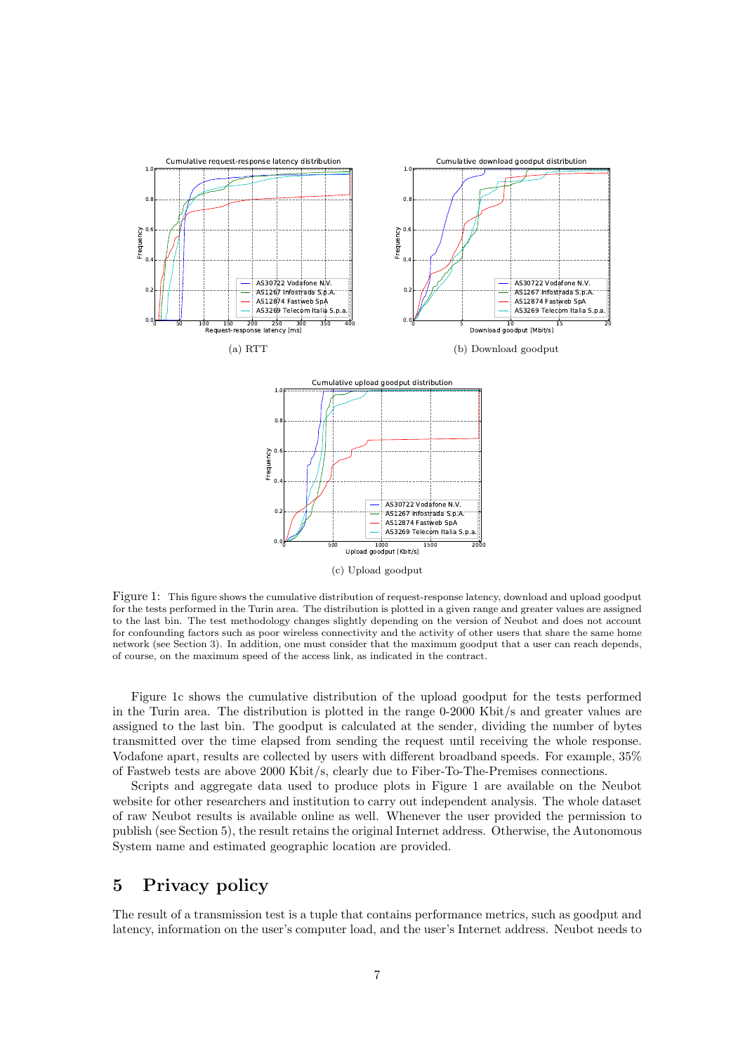(a) RTT

(b) Download goodput

(c) Upload goodput

Figure 1: This figure shows the cumulative distribution of request-response latency, download and upload goodput for the tests performed in the Turin area. The distribution is plotted in a given range and greater values are assigned to the last bin. The test methodology changes slightly depending on the version of Neubot and does not account for confounding factors such as poor wireless connectivity and the activity of other users that share the same home network (see Section 3). In addition, one must consider that the maximum goodput that a user can reach depends, of course, on the maximum speed of the access link, as indicated in the contract.

Figure 1c shows the cumulative distribution of the upload goodput for the tests performed in the Turin area. The distribution is plotted in the range 0-2000 Kbit/s and greater values are assigned to the last bin. The goodput is calculated at the sender, dividing the number of bytes transmitted over the time elapsed from sending the request until receiving the whole response. Vodafone apart, results are collected by users with different broadband speeds. For example, 35% of Fastweb tests are above 2000 Kbit/s, clearly due to Fiber-To-The-Premises connections.

Scripts and aggregate data used to produce plots in Figure 1 are available on the Neubot website for other researchers and institution to carry out independent analysis. The whole dataset of raw Neubot results is available online as well. Whenever the user provided the permission to publish (see Section 5), the result retains the original Internet address. Otherwise, the Autonomous System name and estimated geographic location are provided.

## 5 Privacy policy

The result of a transmission test is a tuple that contains performance metrics, such as goodput and latency, information on the user's computer load, and the user's Internet address. Neubot needs to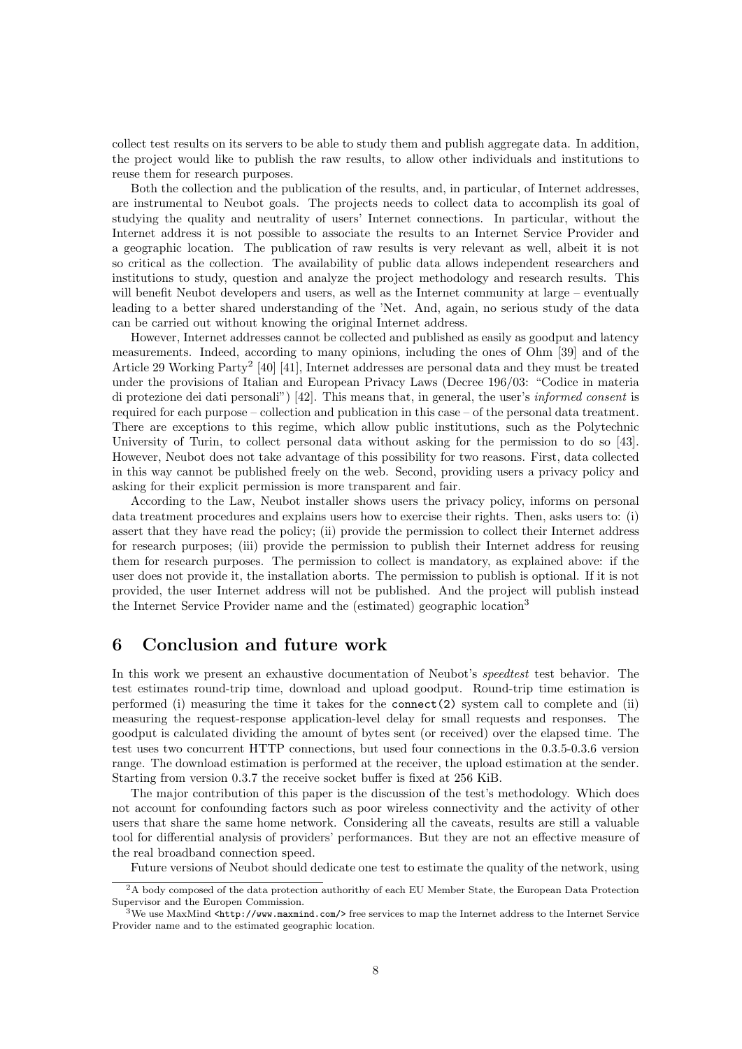collect test results on its servers to be able to study them and publish aggregate data. In addition, the project would like to publish the raw results, to allow other individuals and institutions to reuse them for research purposes.

Both the collection and the publication of the results, and, in particular, of Internet addresses, are instrumental to Neubot goals. The projects needs to collect data to accomplish its goal of studying the quality and neutrality of users' Internet connections. In particular, without the Internet address it is not possible to associate the results to an Internet Service Provider and a geographic location. The publication of raw results is very relevant as well, albeit it is not so critical as the collection. The availability of public data allows independent researchers and institutions to study, question and analyze the project methodology and research results. This will benefit Neubot developers and users, as well as the Internet community at large – eventually leading to a better shared understanding of the 'Net. And, again, no serious study of the data can be carried out without knowing the original Internet address.

However, Internet addresses cannot be collected and published as easily as goodput and latency measurements. Indeed, according to many opinions, including the ones of Ohm [39] and of the Article 29 Working Party[2] [40] [41], Internet addresses are personal data and they must be treated under the provisions of Italian and European Privacy Laws (Decree 196/03: "Codice in materia di protezione dei dati personali") [42]. This means that, in general, the user's *informed consent* is required for each purpose – collection and publication in this case – of the personal data treatment. There are exceptions to this regime, which allow public institutions, such as the Polytechnic University of Turin, to collect personal data without asking for the permission to do so [43]. However, Neubot does not take advantage of this possibility for two reasons. First, data collected in this way cannot be published freely on the web. Second, providing users a privacy policy and asking for their explicit permission is more transparent and fair.

According to the Law, Neubot installer shows users the privacy policy, informs on personal data treatment procedures and explains users how to exercise their rights. Then, asks users to: (i) assert that they have read the policy; (ii) provide the permission to collect their Internet address for research purposes; (iii) provide the permission to publish their Internet address for reusing them for research purposes. The permission to collect is mandatory, as explained above: if the user does not provide it, the installation aborts. The permission to publish is optional. If it is not provided, the user Internet address will not be published. And the project will publish instead the Internet Service Provider name and the (estimated) geographic location[3]

# 6 Conclusion and future work

In this work we present an exhaustive documentation of Neubot's *speedtest* test behavior. The test estimates round-trip time, download and upload goodput. Round-trip time estimation is performed (i) measuring the time it takes for the `connect(2)` system call to complete and (ii) measuring the request-response application-level delay for small requests and responses. The goodput is calculated dividing the amount of bytes sent (or received) over the elapsed time. The test uses two concurrent HTTP connections, but used four connections in the 0.3.5-0.3.6 version range. The download estimation is performed at the receiver, the upload estimation at the sender. Starting from version 0.3.7 the receive socket buffer is fixed at 256 KiB.

The major contribution of this paper is the discussion of the test's methodology. Which does not account for confounding factors such as poor wireless connectivity and the activity of other users that share the same home network. Considering all the caveats, results are still a valuable tool for differential analysis of providers' performances. But they are not an effective measure of the real broadband connection speed.

Future versions of Neubot should dedicate one test to estimate the quality of the network, using

---

[2] A body composed of the data protection authorithy of each EU Member State, the European Data Protection Supervisor and the Europen Commission.

[3] We use MaxMind <http://www.maxmind.com/> free services to map the Internet address to the Internet Service Provider name and to the estimated geographic location.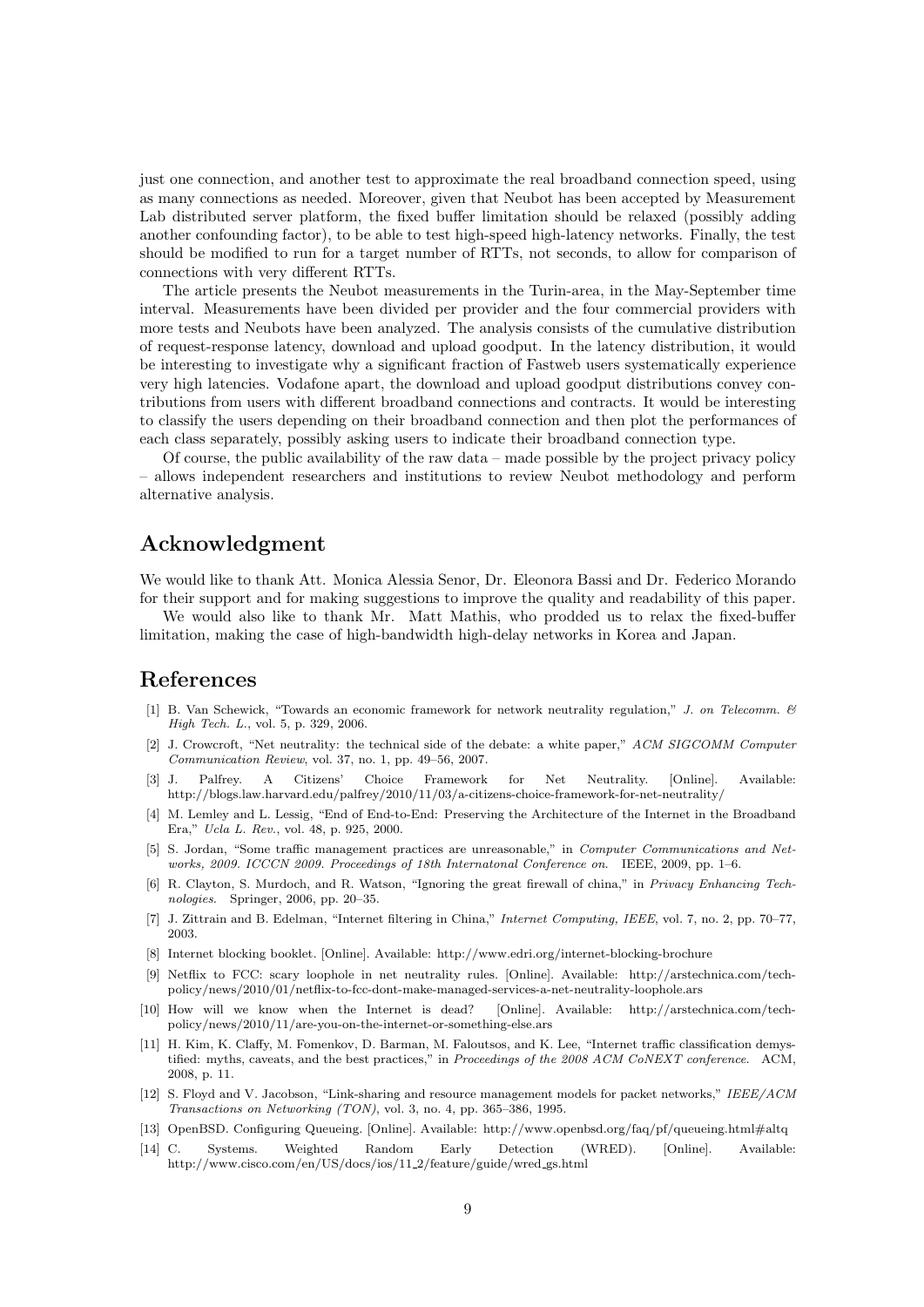just one connection, and another test to approximate the real broadband connection speed, using as many connections as needed. Moreover, given that Neubot has been accepted by Measurement Lab distributed server platform, the fixed buffer limitation should be relaxed (possibly adding another confounding factor), to be able to test high-speed high-latency networks. Finally, the test should be modified to run for a target number of RTTs, not seconds, to allow for comparison of connections with very different RTTs.

The article presents the Neubot measurements in the Turin-area, in the May-September time interval. Measurements have been divided per provider and the four commercial providers with more tests and Neubots have been analyzed. The analysis consists of the cumulative distribution of request-response latency, download and upload goodput. In the latency distribution, it would be interesting to investigate why a significant fraction of Fastweb users systematically experience very high latencies. Vodafone apart, the download and upload goodput distributions convey contributions from users with different broadband connections and contracts. It would be interesting to classify the users depending on their broadband connection and then plot the performances of each class separately, possibly asking users to indicate their broadband connection type.

Of course, the public availability of the raw data – made possible by the project privacy policy – allows independent researchers and institutions to review Neubot methodology and perform alternative analysis.

## Acknowledgment

We would like to thank Att. Monica Alessia Senor, Dr. Eleonora Bassi and Dr. Federico Morando for their support and for making suggestions to improve the quality and readability of this paper.

We would also like to thank Mr. Matt Mathis, who prodded us to relax the fixed-buffer limitation, making the case of high-bandwidth high-delay networks in Korea and Japan.

## References

[1] B. Van Schewick, "Towards an economic framework for network neutrality regulation," *J. on Telecomm. & High Tech. L.*, vol. 5, p. 329, 2006.

[2] J. Crowcroft, "Net neutrality: the technical side of the debate: a white paper," *ACM SIGCOMM Computer Communication Review*, vol. 37, no. 1, pp. 49–56, 2007.

[3] J. Palfrey. A Citizens' Choice Framework for Net Neutrality. [Online]. Available: http://blogs.law.harvard.edu/palfrey/2010/11/03/a-citizens-choice-framework-for-net-neutrality/

[4] M. Lemley and L. Lessig, "End of End-to-End: Preserving the Architecture of the Internet in the Broadband Era," *Ucla L. Rev.*, vol. 48, p. 925, 2000.

[5] S. Jordan, "Some traffic management practices are unreasonable," in *Computer Communications and Networks, 2009. ICCCN 2009. Proceedings of 18th Internatonal Conference on.* IEEE, 2009, pp. 1–6.

[6] R. Clayton, S. Murdoch, and R. Watson, "Ignoring the great firewall of china," in *Privacy Enhancing Technologies.* Springer, 2006, pp. 20–35.

[7] J. Zittrain and B. Edelman, "Internet filtering in China," *Internet Computing, IEEE*, vol. 7, no. 2, pp. 70–77, 2003.

[8] Internet blocking booklet. [Online]. Available: http://www.edri.org/internet-blocking-brochure

[9] Netflix to FCC: scary loophole in net neutrality rules. [Online]. Available: http://arstechnica.com/tech-policy/news/2010/01/netflix-to-fcc-dont-make-managed-services-a-net-neutrality-loophole.ars

[10] How will we know when the Internet is dead? [Online]. Available: http://arstechnica.com/tech-policy/news/2010/11/are-you-on-the-internet-or-something-else.ars

[11] H. Kim, K. Claffy, M. Fomenkov, D. Barman, M. Faloutsos, and K. Lee, "Internet traffic classification demystified: myths, caveats, and the best practices," in *Proceedings of the 2008 ACM CoNEXT conference.* ACM, 2008, p. 11.

[12] S. Floyd and V. Jacobson, "Link-sharing and resource management models for packet networks," *IEEE/ACM Transactions on Networking (TON)*, vol. 3, no. 4, pp. 365–386, 1995.

[13] OpenBSD. Configuring Queueing. [Online]. Available: http://www.openbsd.org/faq/pf/queueing.html#altq

[14] C. Systems. Weighted Random Early Detection (WRED). [Online]. Available: http://www.cisco.com/en/US/docs/ios/11_2/feature/guide/wred_gs.html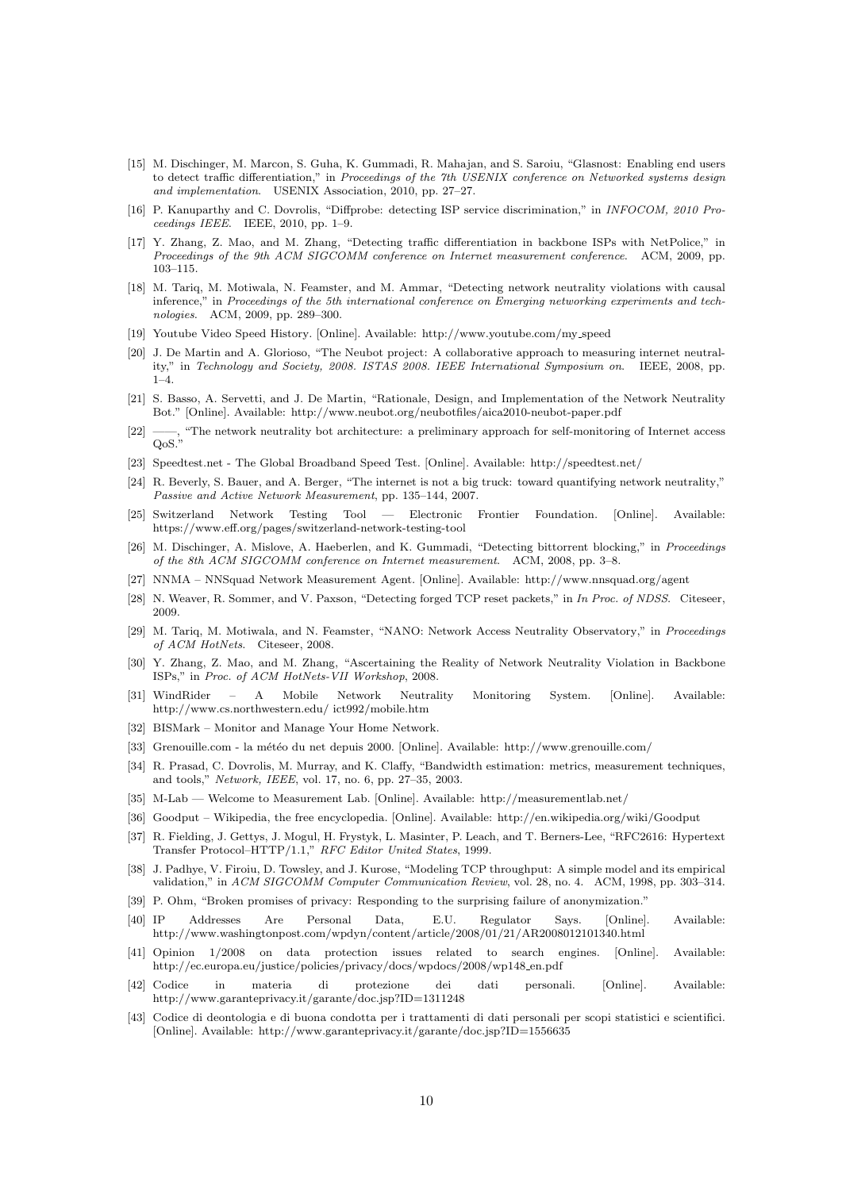[15] M. Dischinger, M. Marcon, S. Guha, K. Gummadi, R. Mahajan, and S. Saroiu, "Glasnost: Enabling end users to detect traffic differentiation," in *Proceedings of the 7th USENIX conference on Networked systems design and implementation*. USENIX Association, 2010, pp. 27–27.

[16] P. Kanuparthy and C. Dovrolis, "Diffprobe: detecting ISP service discrimination," in *INFOCOM, 2010 Proceedings IEEE*. IEEE, 2010, pp. 1–9.

[17] Y. Zhang, Z. Mao, and M. Zhang, "Detecting traffic differentiation in backbone ISPs with NetPolice," in *Proceedings of the 9th ACM SIGCOMM conference on Internet measurement conference*. ACM, 2009, pp. 103–115.

[18] M. Tariq, M. Motiwala, N. Feamster, and M. Ammar, "Detecting network neutrality violations with causal inference," in *Proceedings of the 5th international conference on Emerging networking experiments and technologies*. ACM, 2009, pp. 289–300.

[19] Youtube Video Speed History. [Online]. Available: http://www.youtube.com/my_speed

[20] J. De Martin and A. Glorioso, "The Neubot project: A collaborative approach to measuring internet neutrality," in *Technology and Society, 2008. ISTAS 2008. IEEE International Symposium on*. IEEE, 2008, pp. 1–4.

[21] S. Basso, A. Servetti, and J. De Martin, "Rationale, Design, and Implementation of the Network Neutrality Bot." [Online]. Available: http://www.neubot.org/neubotfiles/aica2010-neubot-paper.pdf

[22] ——, "The network neutrality bot architecture: a preliminary approach for self-monitoring of Internet access QoS."

[23] Speedtest.net - The Global Broadband Speed Test. [Online]. Available: http://speedtest.net/

[24] R. Beverly, S. Bauer, and A. Berger, "The internet is not a big truck: toward quantifying network neutrality," *Passive and Active Network Measurement*, pp. 135–144, 2007.

[25] Switzerland Network Testing Tool — Electronic Frontier Foundation. [Online]. Available: https://www.eff.org/pages/switzerland-network-testing-tool

[26] M. Dischinger, A. Mislove, A. Haeberlen, and K. Gummadi, "Detecting bittorrent blocking," in *Proceedings of the 8th ACM SIGCOMM conference on Internet measurement*. ACM, 2008, pp. 3–8.

[27] NNMA – NNSquad Network Measurement Agent. [Online]. Available: http://www.nnsquad.org/agent

[28] N. Weaver, R. Sommer, and V. Paxson, "Detecting forged TCP reset packets," in *In Proc. of NDSS*. Citeseer, 2009.

[29] M. Tariq, M. Motiwala, and N. Feamster, "NANO: Network Access Neutrality Observatory," in *Proceedings of ACM HotNets*. Citeseer, 2008.

[30] Y. Zhang, Z. Mao, and M. Zhang, "Ascertaining the Reality of Network Neutrality Violation in Backbone ISPs," in *Proc. of ACM HotNets-VII Workshop*, 2008.

[31] WindRider – A Mobile Network Neutrality Monitoring System. [Online]. Available: http://www.cs.northwestern.edu/ ict992/mobile.htm

[32] BISMark – Monitor and Manage Your Home Network.

[33] Grenouille.com - la météo du net depuis 2000. [Online]. Available: http://www.grenouille.com/

[34] R. Prasad, C. Dovrolis, M. Murray, and K. Claffy, "Bandwidth estimation: metrics, measurement techniques, and tools," *Network, IEEE*, vol. 17, no. 6, pp. 27–35, 2003.

[35] M-Lab — Welcome to Measurement Lab. [Online]. Available: http://measurementlab.net/

[36] Goodput – Wikipedia, the free encyclopedia. [Online]. Available: http://en.wikipedia.org/wiki/Goodput

[37] R. Fielding, J. Gettys, J. Mogul, H. Frystyk, L. Masinter, P. Leach, and T. Berners-Lee, "RFC2616: Hypertext Transfer Protocol–HTTP/1.1," *RFC Editor United States*, 1999.

[38] J. Padhye, V. Firoiu, D. Towsley, and J. Kurose, "Modeling TCP throughput: A simple model and its empirical validation," in *ACM SIGCOMM Computer Communication Review*, vol. 28, no. 4. ACM, 1998, pp. 303–314.

[39] P. Ohm, "Broken promises of privacy: Responding to the surprising failure of anonymization."

[40] IP Addresses Are Personal Data, E.U. Regulator Says. [Online]. Available: http://www.washingtonpost.com/wpdyn/content/article/2008/01/21/AR2008012101340.html

[41] Opinion 1/2008 on data protection issues related to search engines. [Online]. Available: http://ec.europa.eu/justice/policies/privacy/docs/wpdocs/2008/wp148_en.pdf

[42] Codice in materia di protezione dei dati personali. [Online]. Available: http://www.garanteprivacy.it/garante/doc.jsp?ID=1311248

[43] Codice di deontologia e di buona condotta per i trattamenti di dati personali per scopi statistici e scientifici. [Online]. Available: http://www.garanteprivacy.it/garante/doc.jsp?ID=1556635